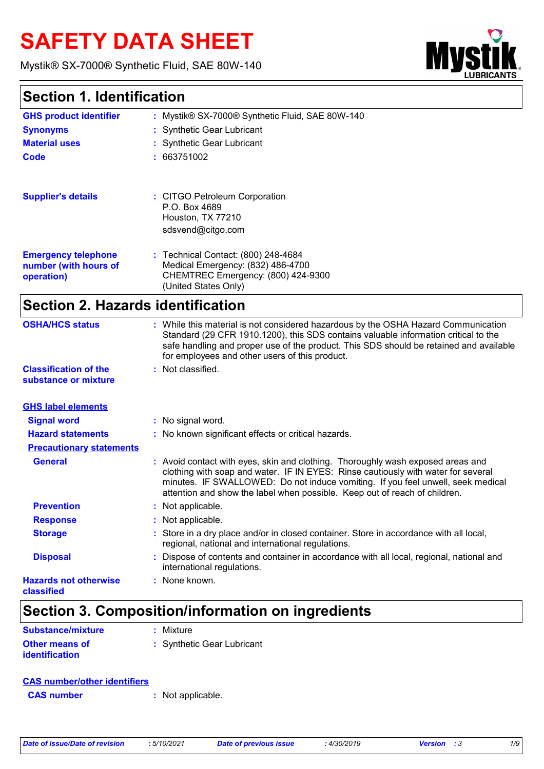# SAFETY DATA SHEET

Mystik® SX-7000® Synthetic Fluid, SAE 80W-140

## Section 1. Identification

**GHS product identifier** : Mystik® SX-7000® Synthetic Fluid, SAE 80W-140

**Synonyms** : Synthetic Gear Lubricant

**Material uses** : Synthetic Gear Lubricant

**Code** : 663751002

**Supplier's details** : CITGO Petroleum Corporation
P.O. Box 4689
Houston, TX 77210
sdsvend@citgo.com

**Emergency telephone number (with hours of operation)** : Technical Contact: (800) 248-4684
Medical Emergency: (832) 486-4700
CHEMTREC Emergency: (800) 424-9300
(United States Only)

## Section 2. Hazards identification

**OSHA/HCS status** : While this material is not considered hazardous by the OSHA Hazard Communication Standard (29 CFR 1910.1200), this SDS contains valuable information critical to the safe handling and proper use of the product. This SDS should be retained and available for employees and other users of this product.

**Classification of the substance or mixture** : Not classified.

**GHS label elements**

**Signal word** : No signal word.

**Hazard statements** : No known significant effects or critical hazards.

**Precautionary statements**

**General** : Avoid contact with eyes, skin and clothing. Thoroughly wash exposed areas and clothing with soap and water. IF IN EYES: Rinse cautiously with water for several minutes. IF SWALLOWED: Do not induce vomiting. If you feel unwell, seek medical attention and show the label when possible. Keep out of reach of children.

**Prevention** : Not applicable.

**Response** : Not applicable.

**Storage** : Store in a dry place and/or in closed container. Store in accordance with all local, regional, national and international regulations.

**Disposal** : Dispose of contents and container in accordance with all local, regional, national and international regulations.

**Hazards not otherwise classified** : None known.

## Section 3. Composition/information on ingredients

**Substance/mixture** : Mixture

**Other means of identification** : Synthetic Gear Lubricant

**CAS number/other identifiers**

**CAS number** : Not applicable.

*Date of issue/Date of revision* : 5/10/2021 *Date of previous issue* : 4/30/2019 *Version* : 3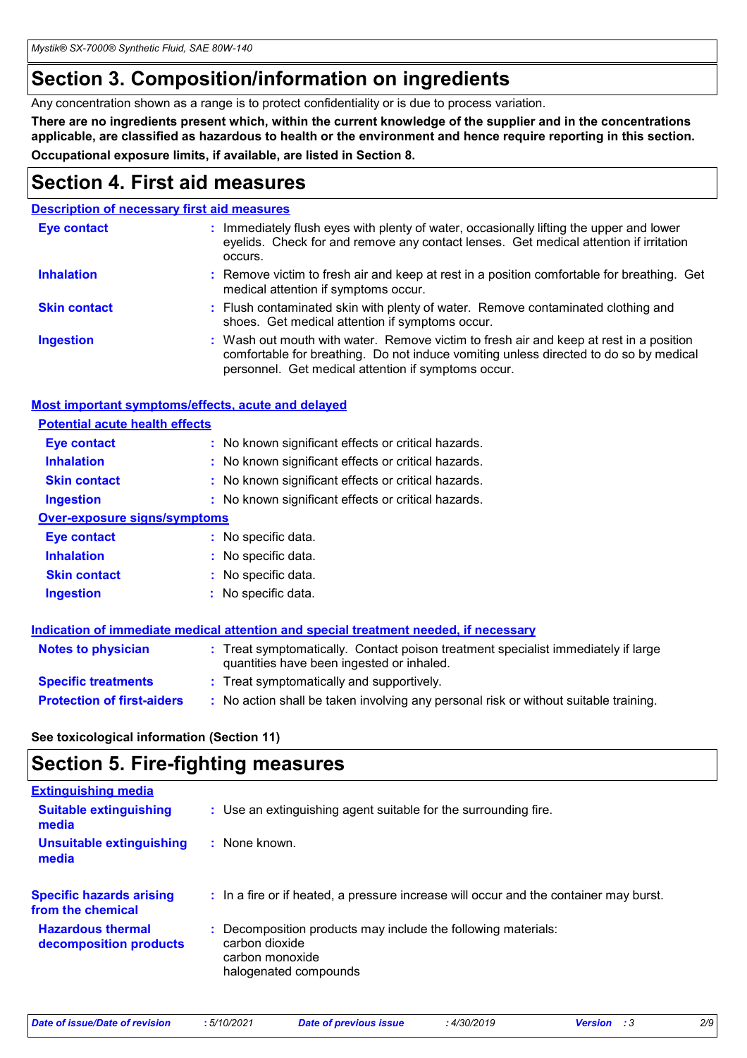# Section 3. Composition/information on ingredients

Any concentration shown as a range is to protect confidentiality or is due to process variation.

**There are no ingredients present which, within the current knowledge of the supplier and in the concentrations applicable, are classified as hazardous to health or the environment and hence require reporting in this section.**

**Occupational exposure limits, if available, are listed in Section 8.**

# Section 4. First aid measures

### Description of necessary first aid measures

**Eye contact** : Immediately flush eyes with plenty of water, occasionally lifting the upper and lower eyelids. Check for and remove any contact lenses. Get medical attention if irritation occurs.

**Inhalation** : Remove victim to fresh air and keep at rest in a position comfortable for breathing. Get medical attention if symptoms occur.

**Skin contact** : Flush contaminated skin with plenty of water. Remove contaminated clothing and shoes. Get medical attention if symptoms occur.

**Ingestion** : Wash out mouth with water. Remove victim to fresh air and keep at rest in a position comfortable for breathing. Do not induce vomiting unless directed to do so by medical personnel. Get medical attention if symptoms occur.

### Most important symptoms/effects, acute and delayed

#### Potential acute health effects

**Eye contact** : No known significant effects or critical hazards.

**Inhalation** : No known significant effects or critical hazards.

**Skin contact** : No known significant effects or critical hazards.

**Ingestion** : No known significant effects or critical hazards.

#### Over-exposure signs/symptoms

**Eye contact** : No specific data.

**Inhalation** : No specific data.

**Skin contact** : No specific data.

**Ingestion** : No specific data.

### Indication of immediate medical attention and special treatment needed, if necessary

**Notes to physician** : Treat symptomatically. Contact poison treatment specialist immediately if large quantities have been ingested or inhaled.

**Specific treatments** : Treat symptomatically and supportively.

**Protection of first-aiders** : No action shall be taken involving any personal risk or without suitable training.

**See toxicological information (Section 11)**

# Section 5. Fire-fighting measures

### Extinguishing media

**Suitable extinguishing media** : Use an extinguishing agent suitable for the surrounding fire.

**Unsuitable extinguishing media** : None known.

**Specific hazards arising from the chemical** : In a fire or if heated, a pressure increase will occur and the container may burst.

**Hazardous thermal decomposition products** : Decomposition products may include the following materials:
carbon dioxide
carbon monoxide
halogenated compounds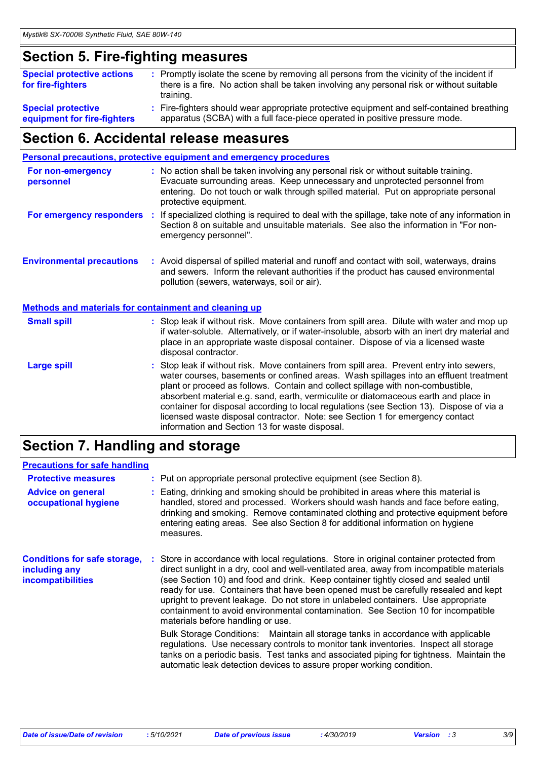## Section 5. Fire-fighting measures

**Special protective actions for fire-fighters** : Promptly isolate the scene by removing all persons from the vicinity of the incident if there is a fire. No action shall be taken involving any personal risk or without suitable training.

**Special protective equipment for fire-fighters** : Fire-fighters should wear appropriate protective equipment and self-contained breathing apparatus (SCBA) with a full face-piece operated in positive pressure mode.

## Section 6. Accidental release measures

### Personal precautions, protective equipment and emergency procedures

**For non-emergency personnel** : No action shall be taken involving any personal risk or without suitable training. Evacuate surrounding areas. Keep unnecessary and unprotected personnel from entering. Do not touch or walk through spilled material. Put on appropriate personal protective equipment.

**For emergency responders** : If specialized clothing is required to deal with the spillage, take note of any information in Section 8 on suitable and unsuitable materials. See also the information in "For non-emergency personnel".

**Environmental precautions** : Avoid dispersal of spilled material and runoff and contact with soil, waterways, drains and sewers. Inform the relevant authorities if the product has caused environmental pollution (sewers, waterways, soil or air).

### Methods and materials for containment and cleaning up

**Small spill** : Stop leak if without risk. Move containers from spill area. Dilute with water and mop up if water-soluble. Alternatively, or if water-insoluble, absorb with an inert dry material and place in an appropriate waste disposal container. Dispose of via a licensed waste disposal contractor.

**Large spill** : Stop leak if without risk. Move containers from spill area. Prevent entry into sewers, water courses, basements or confined areas. Wash spillages into an effluent treatment plant or proceed as follows. Contain and collect spillage with non-combustible, absorbent material e.g. sand, earth, vermiculite or diatomaceous earth and place in container for disposal according to local regulations (see Section 13). Dispose of via a licensed waste disposal contractor. Note: see Section 1 for emergency contact information and Section 13 for waste disposal.

## Section 7. Handling and storage

### Precautions for safe handling

**Protective measures** : Put on appropriate personal protective equipment (see Section 8).

**Advice on general occupational hygiene** : Eating, drinking and smoking should be prohibited in areas where this material is handled, stored and processed. Workers should wash hands and face before eating, drinking and smoking. Remove contaminated clothing and protective equipment before entering eating areas. See also Section 8 for additional information on hygiene measures.

**Conditions for safe storage, including any incompatibilities** : Store in accordance with local regulations. Store in original container protected from direct sunlight in a dry, cool and well-ventilated area, away from incompatible materials (see Section 10) and food and drink. Keep container tightly closed and sealed until ready for use. Containers that have been opened must be carefully resealed and kept upright to prevent leakage. Do not store in unlabeled containers. Use appropriate containment to avoid environmental contamination. See Section 10 for incompatible materials before handling or use.

Bulk Storage Conditions: Maintain all storage tanks in accordance with applicable regulations. Use necessary controls to monitor tank inventories. Inspect all storage tanks on a periodic basis. Test tanks and associated piping for tightness. Maintain the automatic leak detection devices to assure proper working condition.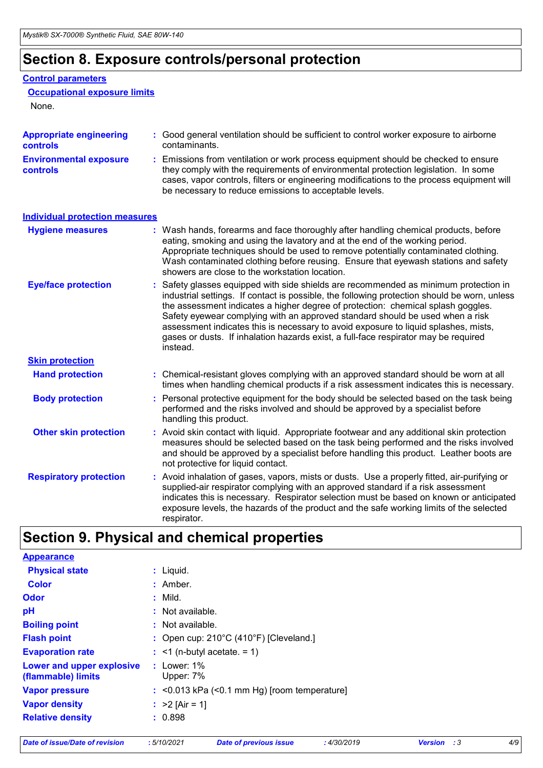# Section 8. Exposure controls/personal protection

## Control parameters

### Occupational exposure limits

None.

**Appropriate engineering controls** : Good general ventilation should be sufficient to control worker exposure to airborne contaminants.

**Environmental exposure controls** : Emissions from ventilation or work process equipment should be checked to ensure they comply with the requirements of environmental protection legislation. In some cases, vapor controls, filters or engineering modifications to the process equipment will be necessary to reduce emissions to acceptable levels.

## Individual protection measures

**Hygiene measures** : Wash hands, forearms and face thoroughly after handling chemical products, before eating, smoking and using the lavatory and at the end of the working period. Appropriate techniques should be used to remove potentially contaminated clothing. Wash contaminated clothing before reusing. Ensure that eyewash stations and safety showers are close to the workstation location.

**Eye/face protection** : Safety glasses equipped with side shields are recommended as minimum protection in industrial settings. If contact is possible, the following protection should be worn, unless the assessment indicates a higher degree of protection: chemical splash goggles. Safety eyewear complying with an approved standard should be used when a risk assessment indicates this is necessary to avoid exposure to liquid splashes, mists, gases or dusts. If inhalation hazards exist, a full-face respirator may be required instead.

### Skin protection

**Hand protection** : Chemical-resistant gloves complying with an approved standard should be worn at all times when handling chemical products if a risk assessment indicates this is necessary.

**Body protection** : Personal protective equipment for the body should be selected based on the task being performed and the risks involved and should be approved by a specialist before handling this product.

**Other skin protection** : Avoid skin contact with liquid. Appropriate footwear and any additional skin protection measures should be selected based on the task being performed and the risks involved and should be approved by a specialist before handling this product. Leather boots are not protective for liquid contact.

**Respiratory protection** : Avoid inhalation of gases, vapors, mists or dusts. Use a properly fitted, air-purifying or supplied-air respirator complying with an approved standard if a risk assessment indicates this is necessary. Respirator selection must be based on known or anticipated exposure levels, the hazards of the product and the safe working limits of the selected respirator.

# Section 9. Physical and chemical properties

## Appearance

**Physical state** : Liquid.

**Color** : Amber.

**Odor** : Mild.

**pH** : Not available.

**Boiling point** : Not available.

**Flash point** : Open cup: 210°C (410°F) [Cleveland.]

**Evaporation rate** : <1 (n-butyl acetate. = 1)

**Lower and upper explosive (flammable) limits** : Lower: 1%
Upper: 7%

**Vapor pressure** : <0.013 kPa (<0.1 mm Hg) [room temperature]

**Vapor density** : >2 [Air = 1]

**Relative density** : 0.898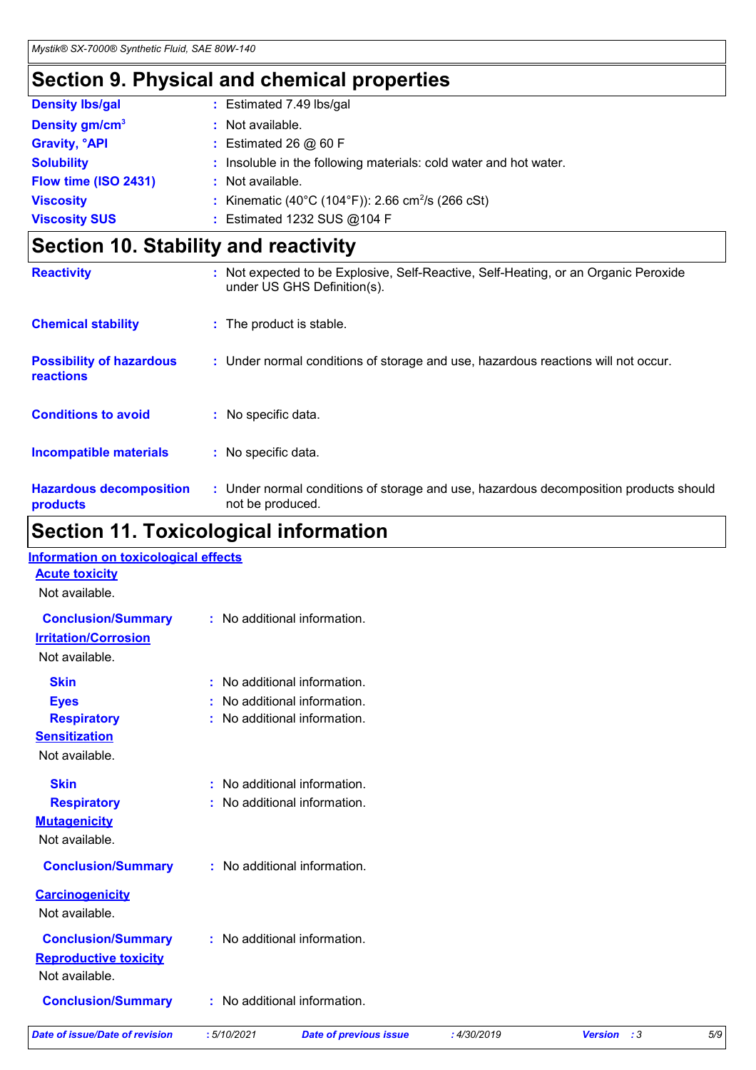## Section 9. Physical and chemical properties

| | |
|---|---|
| **Density lbs/gal** | : Estimated 7.49 lbs/gal |
| **Density gm/cm$^3$** | : Not available. |
| **Gravity, °API** | : Estimated 26 @ 60 F |
| **Solubility** | : Insoluble in the following materials: cold water and hot water. |
| **Flow time (ISO 2431)** | : Not available. |
| **Viscosity** | : Kinematic (40°C (104°F)): 2.66 cm$^2$/s (266 cSt) |
| **Viscosity SUS** | : Estimated 1232 SUS @104 F |

## Section 10. Stability and reactivity

| | |
|---|---|
| **Reactivity** | : Not expected to be Explosive, Self-Reactive, Self-Heating, or an Organic Peroxide under US GHS Definition(s). |
| **Chemical stability** | : The product is stable. |
| **Possibility of hazardous reactions** | : Under normal conditions of storage and use, hazardous reactions will not occur. |
| **Conditions to avoid** | : No specific data. |
| **Incompatible materials** | : No specific data. |
| **Hazardous decomposition products** | : Under normal conditions of storage and use, hazardous decomposition products should not be produced. |

## Section 11. Toxicological information

### Information on toxicological effects

**Acute toxicity**

Not available.

**Conclusion/Summary** : No additional information.

**Irritation/Corrosion**

Not available.

**Skin** : No additional information.
**Eyes** : No additional information.
**Respiratory** : No additional information.

**Sensitization**

Not available.

**Skin** : No additional information.
**Respiratory** : No additional information.

**Mutagenicity**

Not available.

**Conclusion/Summary** : No additional information.

**Carcinogenicity**

Not available.

**Conclusion/Summary** : No additional information.

**Reproductive toxicity**

Not available.

**Conclusion/Summary** : No additional information.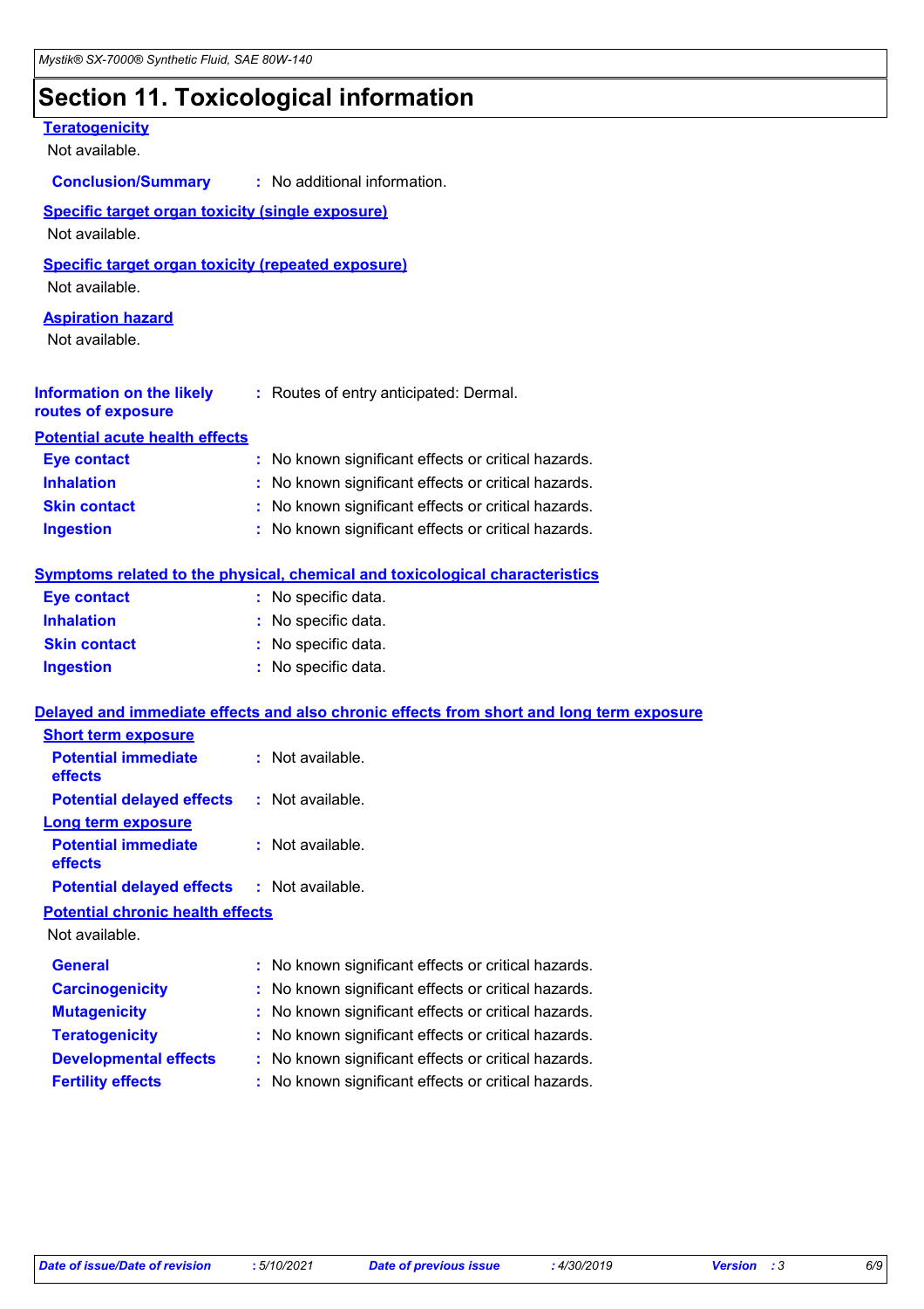# Section 11. Toxicological information

**Teratogenicity**

Not available.

**Conclusion/Summary** : No additional information.

**Specific target organ toxicity (single exposure)**

Not available.

**Specific target organ toxicity (repeated exposure)**

Not available.

**Aspiration hazard**

Not available.

**Information on the likely routes of exposure** : Routes of entry anticipated: Dermal.

**Potential acute health effects**

**Eye contact** : No known significant effects or critical hazards.
**Inhalation** : No known significant effects or critical hazards.
**Skin contact** : No known significant effects or critical hazards.
**Ingestion** : No known significant effects or critical hazards.

**Symptoms related to the physical, chemical and toxicological characteristics**

**Eye contact** : No specific data.
**Inhalation** : No specific data.
**Skin contact** : No specific data.
**Ingestion** : No specific data.

**Delayed and immediate effects and also chronic effects from short and long term exposure**

**Short term exposure**

**Potential immediate effects** : Not available.
**Potential delayed effects** : Not available.

**Long term exposure**

**Potential immediate effects** : Not available.
**Potential delayed effects** : Not available.

**Potential chronic health effects**

Not available.

**General** : No known significant effects or critical hazards.
**Carcinogenicity** : No known significant effects or critical hazards.
**Mutagenicity** : No known significant effects or critical hazards.
**Teratogenicity** : No known significant effects or critical hazards.
**Developmental effects** : No known significant effects or critical hazards.
**Fertility effects** : No known significant effects or critical hazards.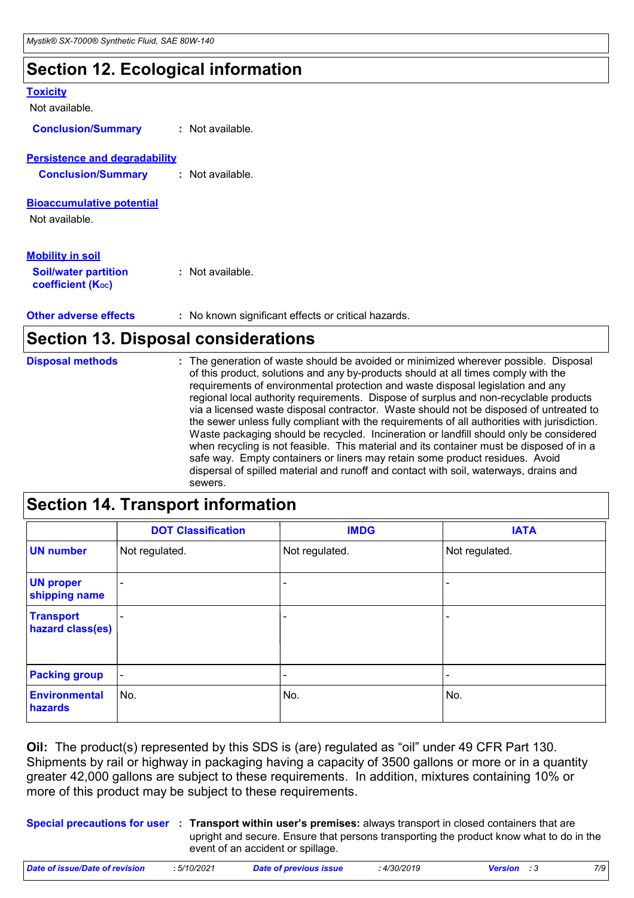## Section 12. Ecological information

### Toxicity

Not available.

**Conclusion/Summary** : Not available.

### Persistence and degradability

**Conclusion/Summary** : Not available.

### Bioaccumulative potential

Not available.

### Mobility in soil

**Soil/water partition coefficient ($K_{OC}$)** : Not available.

**Other adverse effects** : No known significant effects or critical hazards.

## Section 13. Disposal considerations

**Disposal methods** : The generation of waste should be avoided or minimized wherever possible. Disposal of this product, solutions and any by-products should at all times comply with the requirements of environmental protection and waste disposal legislation and any regional local authority requirements. Dispose of surplus and non-recyclable products via a licensed waste disposal contractor. Waste should not be disposed of untreated to the sewer unless fully compliant with the requirements of all authorities with jurisdiction. Waste packaging should be recycled. Incineration or landfill should only be considered when recycling is not feasible. This material and its container must be disposed of in a safe way. Empty containers or liners may retain some product residues. Avoid dispersal of spilled material and runoff and contact with soil, waterways, drains and sewers.

## Section 14. Transport information

| | DOT Classification | IMDG | IATA |
|---|---|---|---|
| **UN number** | Not regulated. | Not regulated. | Not regulated. |
| **UN proper shipping name** | - | - | - |
| **Transport hazard class(es)** | - | - | - |
| **Packing group** | - | - | - |
| **Environmental hazards** | No. | No. | No. |

**Oil:** The product(s) represented by this SDS is (are) regulated as “oil” under 49 CFR Part 130. Shipments by rail or highway in packaging having a capacity of 3500 gallons or more or in a quantity greater 42,000 gallons are subject to these requirements. In addition, mixtures containing 10% or more of this product may be subject to these requirements.

**Special precautions for user** : **Transport within user’s premises:** always transport in closed containers that are upright and secure. Ensure that persons transporting the product know what to do in the event of an accident or spillage.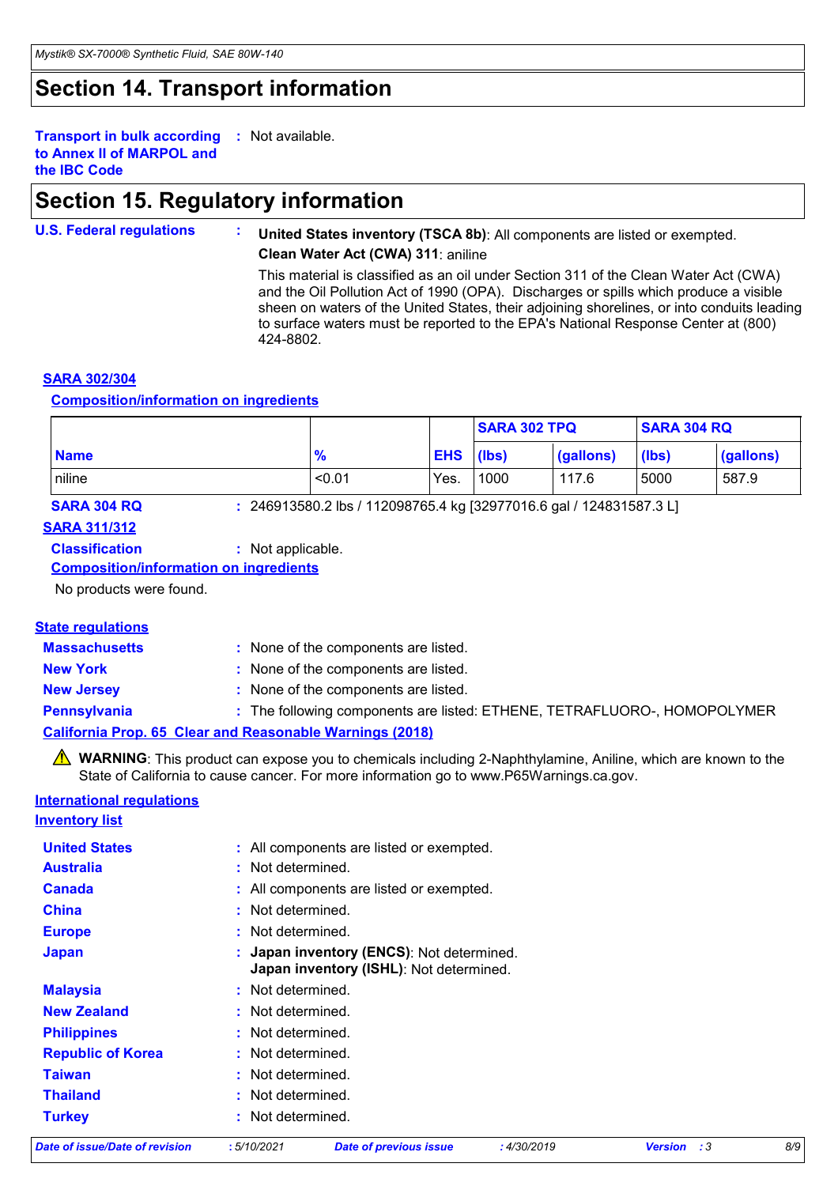## Section 14. Transport information

**Transport in bulk according to Annex II of MARPOL and the IBC Code** : Not available.

## Section 15. Regulatory information

**U.S. Federal regulations** :

**United States inventory (TSCA 8b)**: All components are listed or exempted.

**Clean Water Act (CWA) 311**: aniline

This material is classified as an oil under Section 311 of the Clean Water Act (CWA) and the Oil Pollution Act of 1990 (OPA). Discharges or spills which produce a visible sheen on waters of the United States, their adjoining shorelines, or into conduits leading to surface waters must be reported to the EPA's National Response Center at (800) 424-8802.

**SARA 302/304**

**Composition/information on ingredients**

| | | | SARA 302 TPQ | | SARA 304 RQ | |
|---|---|---|---|---|---|---|
| **Name** | **%** | **EHS** | **(lbs)** | **(gallons)** | **(lbs)** | **(gallons)** |
| niline | <0.01 | Yes. | 1000 | 117.6 | 5000 | 587.9 |

**SARA 304 RQ** : 246913580.2 lbs / 112098765.4 kg [32977016.6 gal / 124831587.3 L]

**SARA 311/312**

**Classification** : Not applicable.

**Composition/information on ingredients**

No products were found.

**State regulations**

**Massachusetts** : None of the components are listed.

**New York** : None of the components are listed.

**New Jersey** : None of the components are listed.

**Pennsylvania** : The following components are listed: ETHENE, TETRAFLUORO-, HOMOPOLYMER

**California Prop. 65 Clear and Reasonable Warnings (2018)**

⚠ **WARNING**: This product can expose you to chemicals including 2-Naphthylamine, Aniline, which are known to the State of California to cause cancer. For more information go to www.P65Warnings.ca.gov.

**International regulations**

**Inventory list**

**United States** : All components are listed or exempted.

**Australia** : Not determined.

**Canada** : All components are listed or exempted.

**China** : Not determined.

**Europe** : Not determined.

**Japan** : **Japan inventory (ENCS)**: Not determined.
**Japan inventory (ISHL)**: Not determined.

**Malaysia** : Not determined.

**New Zealand** : Not determined.

**Philippines** : Not determined.

**Republic of Korea** : Not determined.

**Taiwan** : Not determined.

**Thailand** : Not determined.

**Turkey** : Not determined.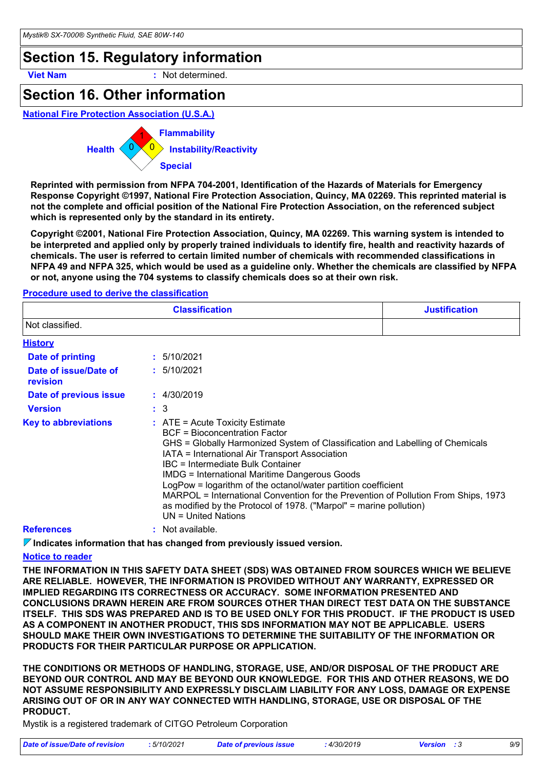## Section 15. Regulatory information

**Viet Nam** : Not determined.

## Section 16. Other information

**National Fire Protection Association (U.S.A.)**

Flammability: 1
Health: 0
Instability/Reactivity: 0
Special

**Reprinted with permission from NFPA 704-2001, Identification of the Hazards of Materials for Emergency Response Copyright ©1997, National Fire Protection Association, Quincy, MA 02269. This reprinted material is not the complete and official position of the National Fire Protection Association, on the referenced subject which is represented only by the standard in its entirety.**

**Copyright ©2001, National Fire Protection Association, Quincy, MA 02269. This warning system is intended to be interpreted and applied only by properly trained individuals to identify fire, health and reactivity hazards of chemicals. The user is referred to certain limited number of chemicals with recommended classifications in NFPA 49 and NFPA 325, which would be used as a guideline only. Whether the chemicals are classified by NFPA or not, anyone using the 704 systems to classify chemicals does so at their own risk.**

**Procedure used to derive the classification**

| Classification | Justification |
|---|---|
| Not classified. | |

**History**

**Date of printing** : 5/10/2021

**Date of issue/Date of revision** : 5/10/2021

**Date of previous issue** : 4/30/2019

**Version** : 3

**Key to abbreviations** :
ATE = Acute Toxicity Estimate
BCF = Bioconcentration Factor
GHS = Globally Harmonized System of Classification and Labelling of Chemicals
IATA = International Air Transport Association
IBC = Intermediate Bulk Container
IMDG = International Maritime Dangerous Goods
LogPow = logarithm of the octanol/water partition coefficient
MARPOL = International Convention for the Prevention of Pollution From Ships, 1973 as modified by the Protocol of 1978. ("Marpol" = marine pollution)
UN = United Nations

**References** : Not available.

**Indicates information that has changed from previously issued version.**

**Notice to reader**

**THE INFORMATION IN THIS SAFETY DATA SHEET (SDS) WAS OBTAINED FROM SOURCES WHICH WE BELIEVE ARE RELIABLE. HOWEVER, THE INFORMATION IS PROVIDED WITHOUT ANY WARRANTY, EXPRESSED OR IMPLIED REGARDING ITS CORRECTNESS OR ACCURACY. SOME INFORMATION PRESENTED AND CONCLUSIONS DRAWN HEREIN ARE FROM SOURCES OTHER THAN DIRECT TEST DATA ON THE SUBSTANCE ITSELF. THIS SDS WAS PREPARED AND IS TO BE USED ONLY FOR THIS PRODUCT. IF THE PRODUCT IS USED AS A COMPONENT IN ANOTHER PRODUCT, THIS SDS INFORMATION MAY NOT BE APPLICABLE. USERS SHOULD MAKE THEIR OWN INVESTIGATIONS TO DETERMINE THE SUITABILITY OF THE INFORMATION OR PRODUCTS FOR THEIR PARTICULAR PURPOSE OR APPLICATION.**

**THE CONDITIONS OR METHODS OF HANDLING, STORAGE, USE, AND/OR DISPOSAL OF THE PRODUCT ARE BEYOND OUR CONTROL AND MAY BE BEYOND OUR KNOWLEDGE. FOR THIS AND OTHER REASONS, WE DO NOT ASSUME RESPONSIBILITY AND EXPRESSLY DISCLAIM LIABILITY FOR ANY LOSS, DAMAGE OR EXPENSE ARISING OUT OF OR IN ANY WAY CONNECTED WITH HANDLING, STORAGE, USE OR DISPOSAL OF THE PRODUCT.**

Mystik is a registered trademark of CITGO Petroleum Corporation